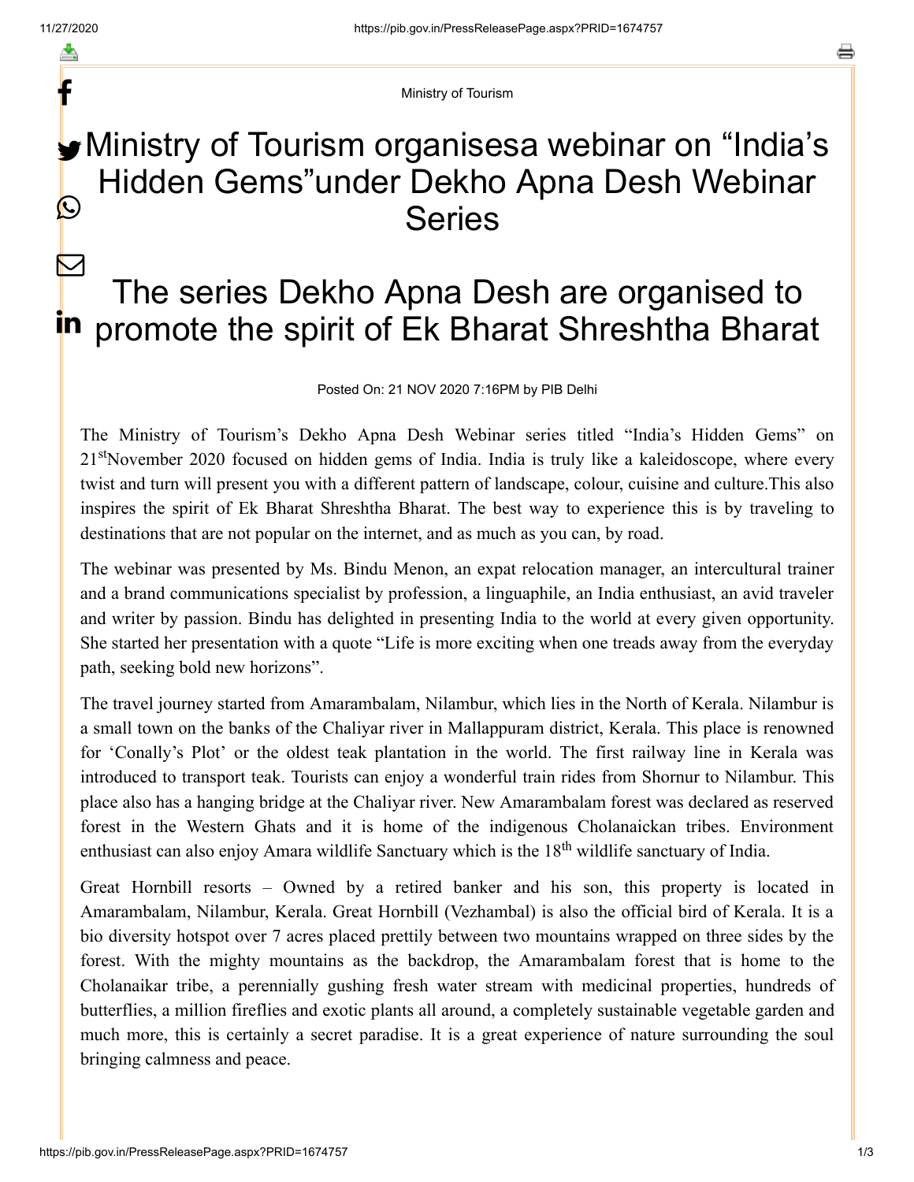Ministry of Tourism

# Ministry of Tourism organisesa webinar on “India’s Hidden Gems”under Dekho Apna Desh Webinar Series

# The series Dekho Apna Desh are organised to promote the spirit of Ek Bharat Shreshtha Bharat

Posted On: 21 NOV 2020 7:16PM by PIB Delhi

The Ministry of Tourism’s Dekho Apna Desh Webinar series titled “India’s Hidden Gems” on 21stNovember 2020 focused on hidden gems of India. India is truly like a kaleidoscope, where every twist and turn will present you with a different pattern of landscape, colour, cuisine and culture.This also inspires the spirit of Ek Bharat Shreshtha Bharat. The best way to experience this is by traveling to destinations that are not popular on the internet, and as much as you can, by road.

The webinar was presented by Ms. Bindu Menon, an expat relocation manager, an intercultural trainer and a brand communications specialist by profession, a linguaphile, an India enthusiast, an avid traveler and writer by passion. Bindu has delighted in presenting India to the world at every given opportunity. She started her presentation with a quote “Life is more exciting when one treads away from the everyday path, seeking bold new horizons”.

The travel journey started from Amarambalam, Nilambur, which lies in the North of Kerala. Nilambur is a small town on the banks of the Chaliyar river in Mallappuram district, Kerala. This place is renowned for ‘Conally’s Plot’ or the oldest teak plantation in the world. The first railway line in Kerala was introduced to transport teak. Tourists can enjoy a wonderful train rides from Shornur to Nilambur. This place also has a hanging bridge at the Chaliyar river. New Amarambalam forest was declared as reserved forest in the Western Ghats and it is home of the indigenous Cholanaickan tribes. Environment enthusiast can also enjoy Amara wildlife Sanctuary which is the 18th wildlife sanctuary of India.

Great Hornbill resorts – Owned by a retired banker and his son, this property is located in Amarambalam, Nilambur, Kerala. Great Hornbill (Vezhambal) is also the official bird of Kerala. It is a bio diversity hotspot over 7 acres placed prettily between two mountains wrapped on three sides by the forest. With the mighty mountains as the backdrop, the Amarambalam forest that is home to the Cholanaikar tribe, a perennially gushing fresh water stream with medicinal properties, hundreds of butterflies, a million fireflies and exotic plants all around, a completely sustainable vegetable garden and much more, this is certainly a secret paradise. It is a great experience of nature surrounding the soul bringing calmness and peace.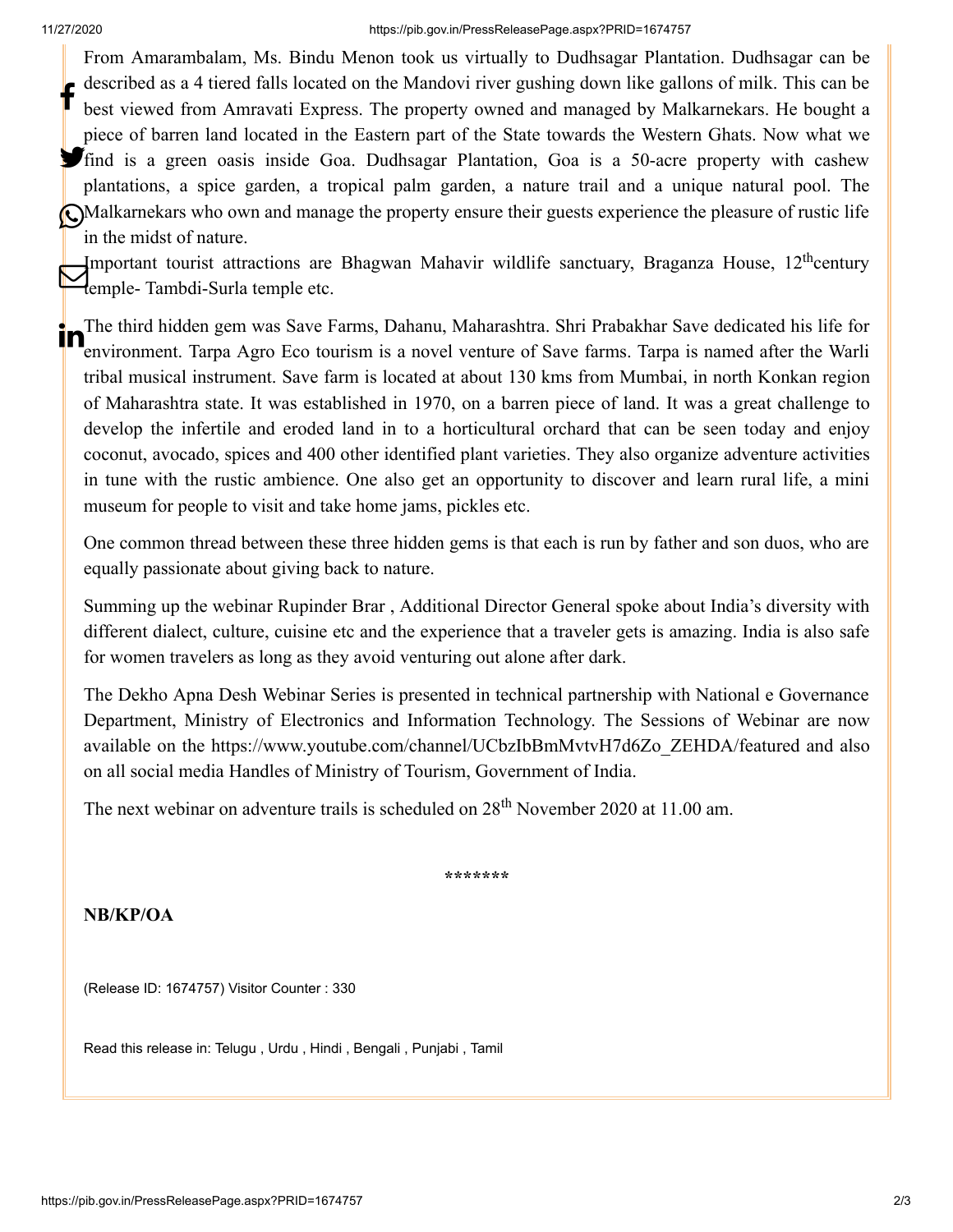From Amarambalam, Ms. Bindu Menon took us virtually to Dudhsagar Plantation. Dudhsagar can be described as a 4 tiered falls located on the Mandovi river gushing down like gallons of milk. This can be best viewed from Amravati Express. The property owned and managed by Malkarnekars. He bought a piece of barren land located in the Eastern part of the State towards the Western Ghats. Now what we find is a green oasis inside Goa. Dudhsagar Plantation, Goa is a 50-acre property with cashew plantations, a spice garden, a tropical palm garden, a nature trail and a unique natural pool. The Malkarnekars who own and manage the property ensure their guests experience the pleasure of rustic life in the midst of nature.

Important tourist attractions are Bhagwan Mahavir wildlife sanctuary, Braganza House, 12th century temple- Tambdi-Surla temple etc.

The third hidden gem was Save Farms, Dahanu, Maharashtra. Shri Prabakhar Save dedicated his life for environment. Tarpa Agro Eco tourism is a novel venture of Save farms. Tarpa is named after the Warli tribal musical instrument. Save farm is located at about 130 kms from Mumbai, in north Konkan region of Maharashtra state. It was established in 1970, on a barren piece of land. It was a great challenge to develop the infertile and eroded land in to a horticultural orchard that can be seen today and enjoy coconut, avocado, spices and 400 other identified plant varieties. They also organize adventure activities in tune with the rustic ambience. One also get an opportunity to discover and learn rural life, a mini museum for people to visit and take home jams, pickles etc.

One common thread between these three hidden gems is that each is run by father and son duos, who are equally passionate about giving back to nature.

Summing up the webinar Rupinder Brar , Additional Director General spoke about India's diversity with different dialect, culture, cuisine etc and the experience that a traveler gets is amazing. India is also safe for women travelers as long as they avoid venturing out alone after dark.

The Dekho Apna Desh Webinar Series is presented in technical partnership with National e Governance Department, Ministry of Electronics and Information Technology. The Sessions of Webinar are now available on the https://www.youtube.com/channel/UCbzIbBmMvtvH7d6Zo_ZEHDA/featured and also on all social media Handles of Ministry of Tourism, Government of India.

The next webinar on adventure trails is scheduled on 28th November 2020 at 11.00 am.

*******

**NB/KP/OA**

(Release ID: 1674757) Visitor Counter : 330

Read this release in: Telugu , Urdu , Hindi , Bengali , Punjabi , Tamil